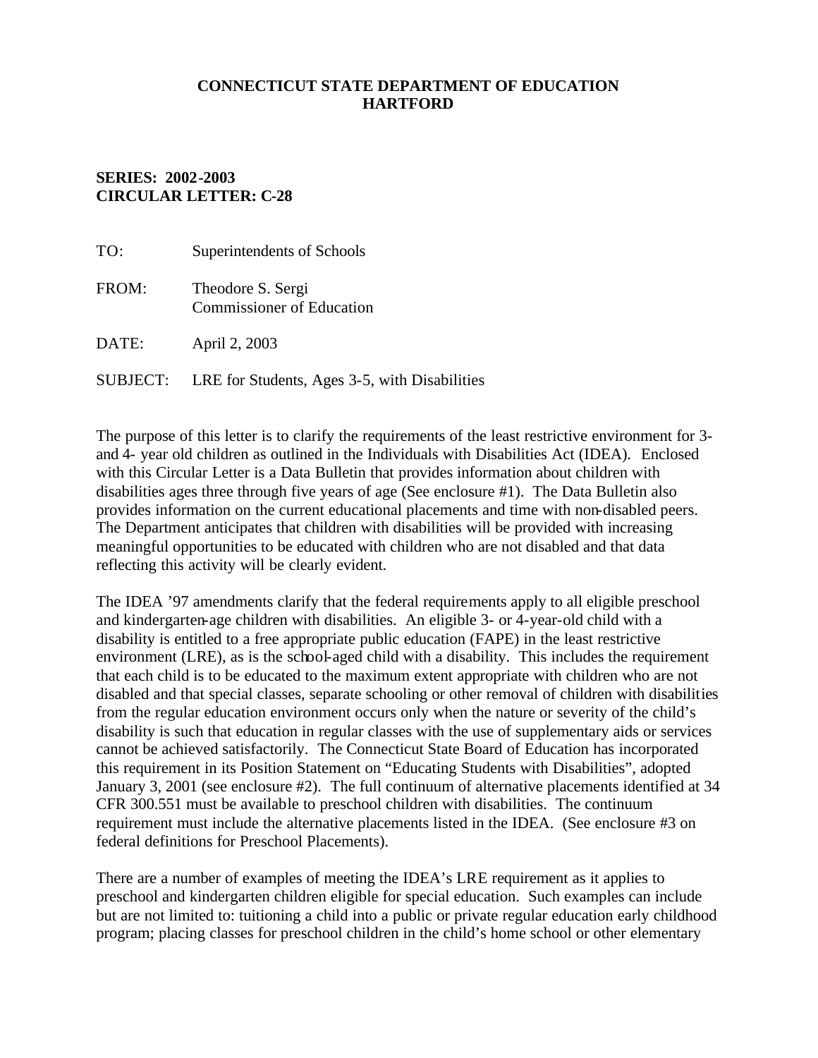**CONNECTICUT STATE DEPARTMENT OF EDUCATION**
**HARTFORD**

**SERIES: 2002-2003**
**CIRCULAR LETTER: C-28**

TO: Superintendents of Schools

FROM: Theodore S. Sergi
Commissioner of Education

DATE: April 2, 2003

SUBJECT: LRE for Students, Ages 3-5, with Disabilities

The purpose of this letter is to clarify the requirements of the least restrictive environment for 3- and 4- year old children as outlined in the Individuals with Disabilities Act (IDEA). Enclosed with this Circular Letter is a Data Bulletin that provides information about children with disabilities ages three through five years of age (See enclosure #1). The Data Bulletin also provides information on the current educational placements and time with non-disabled peers. The Department anticipates that children with disabilities will be provided with increasing meaningful opportunities to be educated with children who are not disabled and that data reflecting this activity will be clearly evident.

The IDEA '97 amendments clarify that the federal requirements apply to all eligible preschool and kindergarten-age children with disabilities. An eligible 3- or 4-year-old child with a disability is entitled to a free appropriate public education (FAPE) in the least restrictive environment (LRE), as is the school-aged child with a disability. This includes the requirement that each child is to be educated to the maximum extent appropriate with children who are not disabled and that special classes, separate schooling or other removal of children with disabilities from the regular education environment occurs only when the nature or severity of the child's disability is such that education in regular classes with the use of supplementary aids or services cannot be achieved satisfactorily. The Connecticut State Board of Education has incorporated this requirement in its Position Statement on "Educating Students with Disabilities", adopted January 3, 2001 (see enclosure #2). The full continuum of alternative placements identified at 34 CFR 300.551 must be available to preschool children with disabilities. The continuum requirement must include the alternative placements listed in the IDEA. (See enclosure #3 on federal definitions for Preschool Placements).

There are a number of examples of meeting the IDEA's LRE requirement as it applies to preschool and kindergarten children eligible for special education. Such examples can include but are not limited to: tuitioning a child into a public or private regular education early childhood program; placing classes for preschool children in the child's home school or other elementary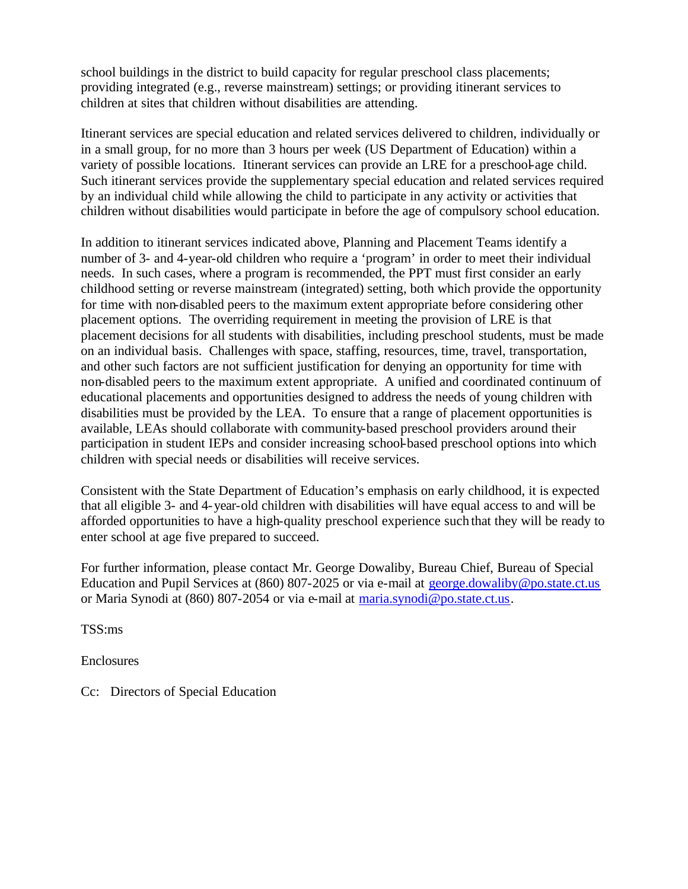school buildings in the district to build capacity for regular preschool class placements; providing integrated (e.g., reverse mainstream) settings; or providing itinerant services to children at sites that children without disabilities are attending.

Itinerant services are special education and related services delivered to children, individually or in a small group, for no more than 3 hours per week (US Department of Education) within a variety of possible locations. Itinerant services can provide an LRE for a preschool-age child. Such itinerant services provide the supplementary special education and related services required by an individual child while allowing the child to participate in any activity or activities that children without disabilities would participate in before the age of compulsory school education.

In addition to itinerant services indicated above, Planning and Placement Teams identify a number of 3- and 4-year-old children who require a 'program' in order to meet their individual needs. In such cases, where a program is recommended, the PPT must first consider an early childhood setting or reverse mainstream (integrated) setting, both which provide the opportunity for time with non-disabled peers to the maximum extent appropriate before considering other placement options. The overriding requirement in meeting the provision of LRE is that placement decisions for all students with disabilities, including preschool students, must be made on an individual basis. Challenges with space, staffing, resources, time, travel, transportation, and other such factors are not sufficient justification for denying an opportunity for time with non-disabled peers to the maximum extent appropriate. A unified and coordinated continuum of educational placements and opportunities designed to address the needs of young children with disabilities must be provided by the LEA. To ensure that a range of placement opportunities is available, LEAs should collaborate with community-based preschool providers around their participation in student IEPs and consider increasing school-based preschool options into which children with special needs or disabilities will receive services.

Consistent with the State Department of Education's emphasis on early childhood, it is expected that all eligible 3- and 4-year-old children with disabilities will have equal access to and will be afforded opportunities to have a high-quality preschool experience such that they will be ready to enter school at age five prepared to succeed.

For further information, please contact Mr. George Dowaliby, Bureau Chief, Bureau of Special Education and Pupil Services at (860) 807-2025 or via e-mail at george.dowaliby@po.state.ct.us or Maria Synodi at (860) 807-2054 or via e-mail at maria.synodi@po.state.ct.us.

TSS:ms

Enclosures

Cc: Directors of Special Education